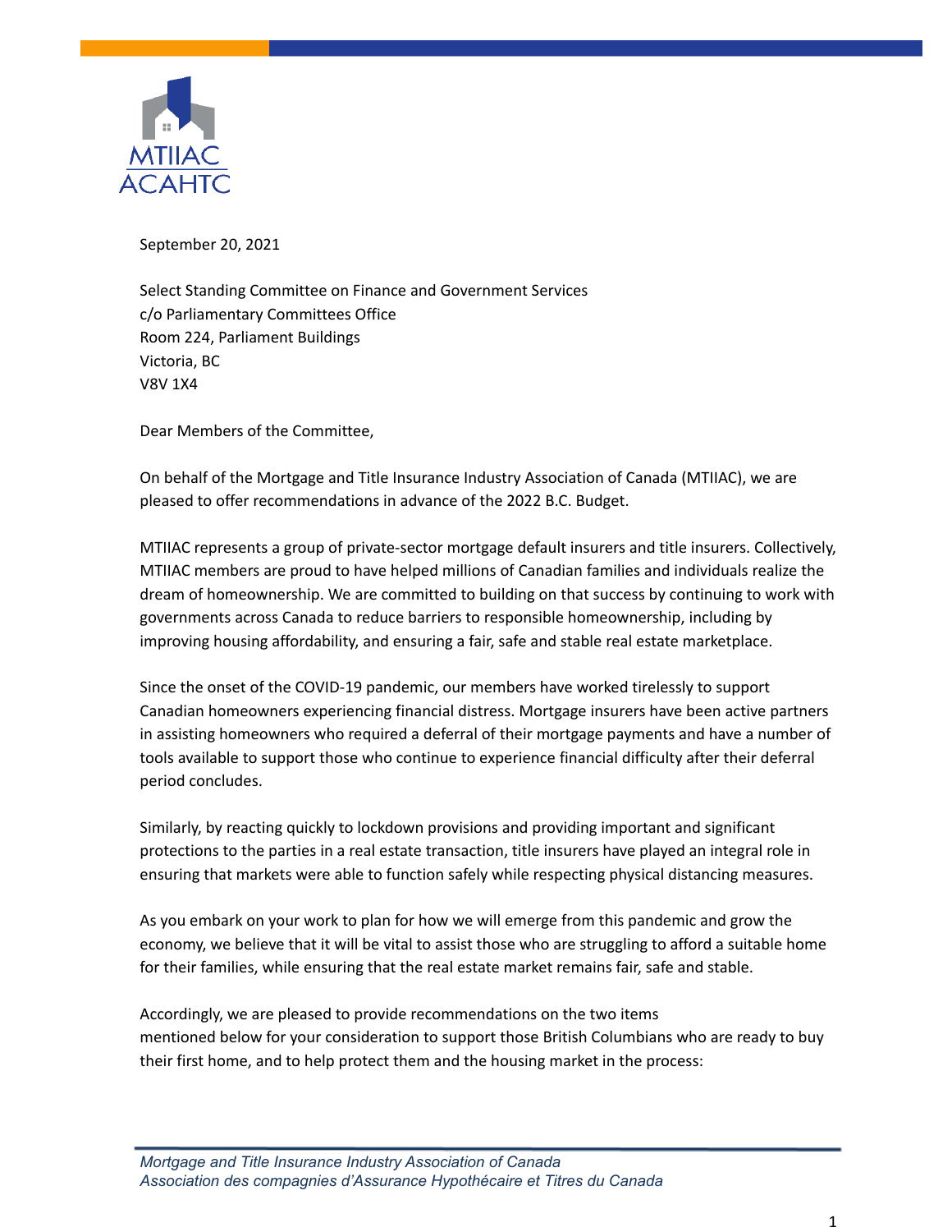MTIIAC
ACAHTC

September 20, 2021

Select Standing Committee on Finance and Government Services
c/o Parliamentary Committees Office
Room 224, Parliament Buildings
Victoria, BC
V8V 1X4

Dear Members of the Committee,

On behalf of the Mortgage and Title Insurance Industry Association of Canada (MTIIAC), we are pleased to offer recommendations in advance of the 2022 B.C. Budget.

MTIIAC represents a group of private-sector mortgage default insurers and title insurers. Collectively, MTIIAC members are proud to have helped millions of Canadian families and individuals realize the dream of homeownership. We are committed to building on that success by continuing to work with governments across Canada to reduce barriers to responsible homeownership, including by improving housing affordability, and ensuring a fair, safe and stable real estate marketplace.

Since the onset of the COVID-19 pandemic, our members have worked tirelessly to support Canadian homeowners experiencing financial distress. Mortgage insurers have been active partners in assisting homeowners who required a deferral of their mortgage payments and have a number of tools available to support those who continue to experience financial difficulty after their deferral period concludes.

Similarly, by reacting quickly to lockdown provisions and providing important and significant protections to the parties in a real estate transaction, title insurers have played an integral role in ensuring that markets were able to function safely while respecting physical distancing measures.

As you embark on your work to plan for how we will emerge from this pandemic and grow the economy, we believe that it will be vital to assist those who are struggling to afford a suitable home for their families, while ensuring that the real estate market remains fair, safe and stable.

Accordingly, we are pleased to provide recommendations on the two items mentioned below for your consideration to support those British Columbians who are ready to buy their first home, and to help protect them and the housing market in the process:

*Mortgage and Title Insurance Industry Association of Canada*
*Association des compagnies d'Assurance Hypothécaire et Titres du Canada*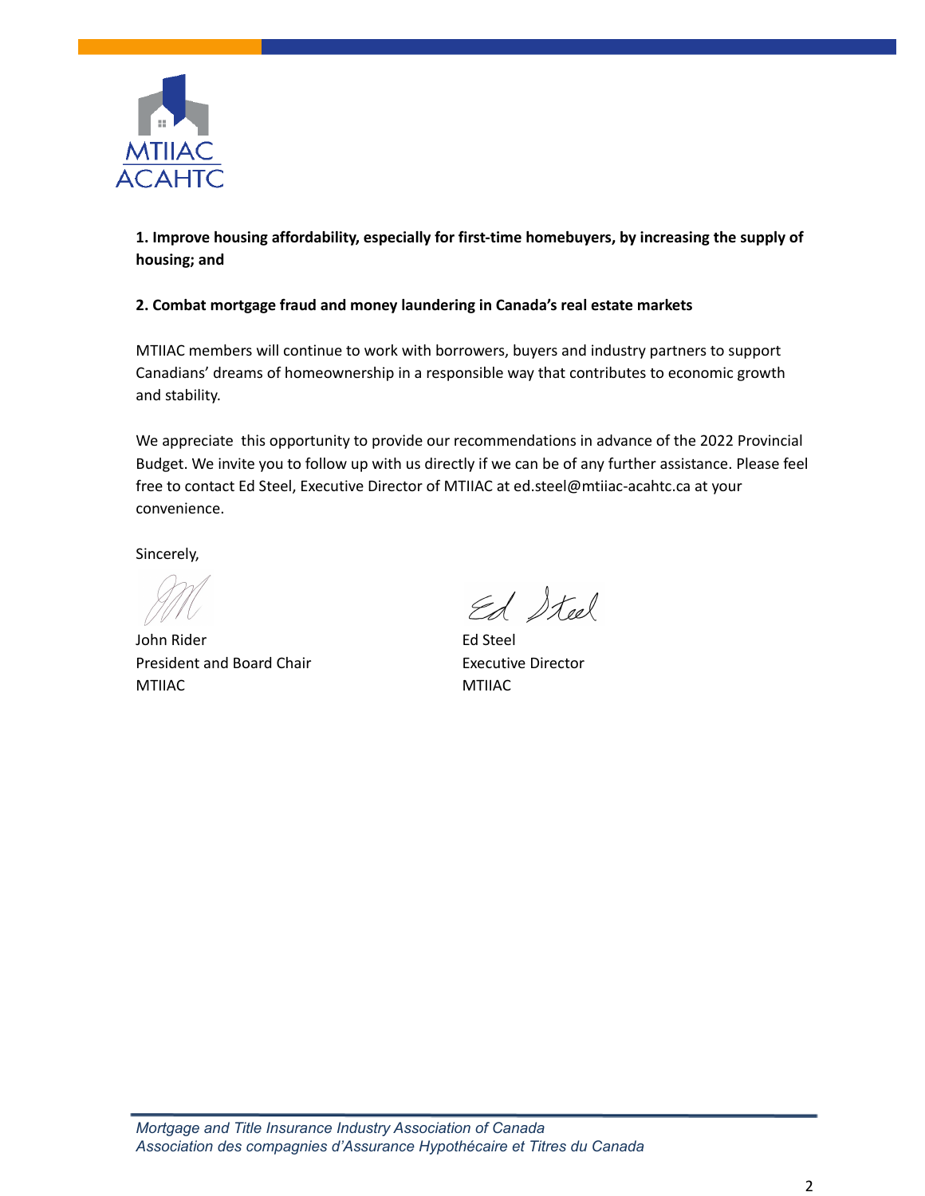MTIIAC
ACAHTC

**1. Improve housing affordability, especially for first-time homebuyers, by increasing the supply of housing; and**

**2. Combat mortgage fraud and money laundering in Canada's real estate markets**

MTIIAC members will continue to work with borrowers, buyers and industry partners to support Canadians' dreams of homeownership in a responsible way that contributes to economic growth and stability.

We appreciate this opportunity to provide our recommendations in advance of the 2022 Provincial Budget. We invite you to follow up with us directly if we can be of any further assistance. Please feel free to contact Ed Steel, Executive Director of MTIIAC at ed.steel@mtiiac-acahtc.ca at your convenience.

Sincerely,

John Rider
President and Board Chair
MTIIAC

Ed Steel
Executive Director
MTIIAC

*Mortgage and Title Insurance Industry Association of Canada*
*Association des compagnies d'Assurance Hypothécaire et Titres du Canada*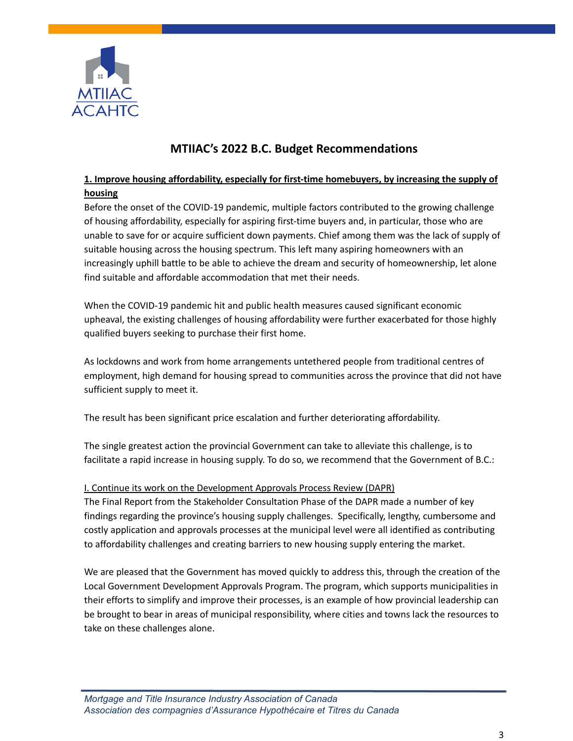## MTIIAC's 2022 B.C. Budget Recommendations

**1. Improve housing affordability, especially for first-time homebuyers, by increasing the supply of housing**

Before the onset of the COVID-19 pandemic, multiple factors contributed to the growing challenge of housing affordability, especially for aspiring first-time buyers and, in particular, those who are unable to save for or acquire sufficient down payments. Chief among them was the lack of supply of suitable housing across the housing spectrum. This left many aspiring homeowners with an increasingly uphill battle to be able to achieve the dream and security of homeownership, let alone find suitable and affordable accommodation that met their needs.

When the COVID-19 pandemic hit and public health measures caused significant economic upheaval, the existing challenges of housing affordability were further exacerbated for those highly qualified buyers seeking to purchase their first home.

As lockdowns and work from home arrangements untethered people from traditional centres of employment, high demand for housing spread to communities across the province that did not have sufficient supply to meet it.

The result has been significant price escalation and further deteriorating affordability.

The single greatest action the provincial Government can take to alleviate this challenge, is to facilitate a rapid increase in housing supply. To do so, we recommend that the Government of B.C.:

I. Continue its work on the Development Approvals Process Review (DAPR)

The Final Report from the Stakeholder Consultation Phase of the DAPR made a number of key findings regarding the province's housing supply challenges. Specifically, lengthy, cumbersome and costly application and approvals processes at the municipal level were all identified as contributing to affordability challenges and creating barriers to new housing supply entering the market.

We are pleased that the Government has moved quickly to address this, through the creation of the Local Government Development Approvals Program. The program, which supports municipalities in their efforts to simplify and improve their processes, is an example of how provincial leadership can be brought to bear in areas of municipal responsibility, where cities and towns lack the resources to take on these challenges alone.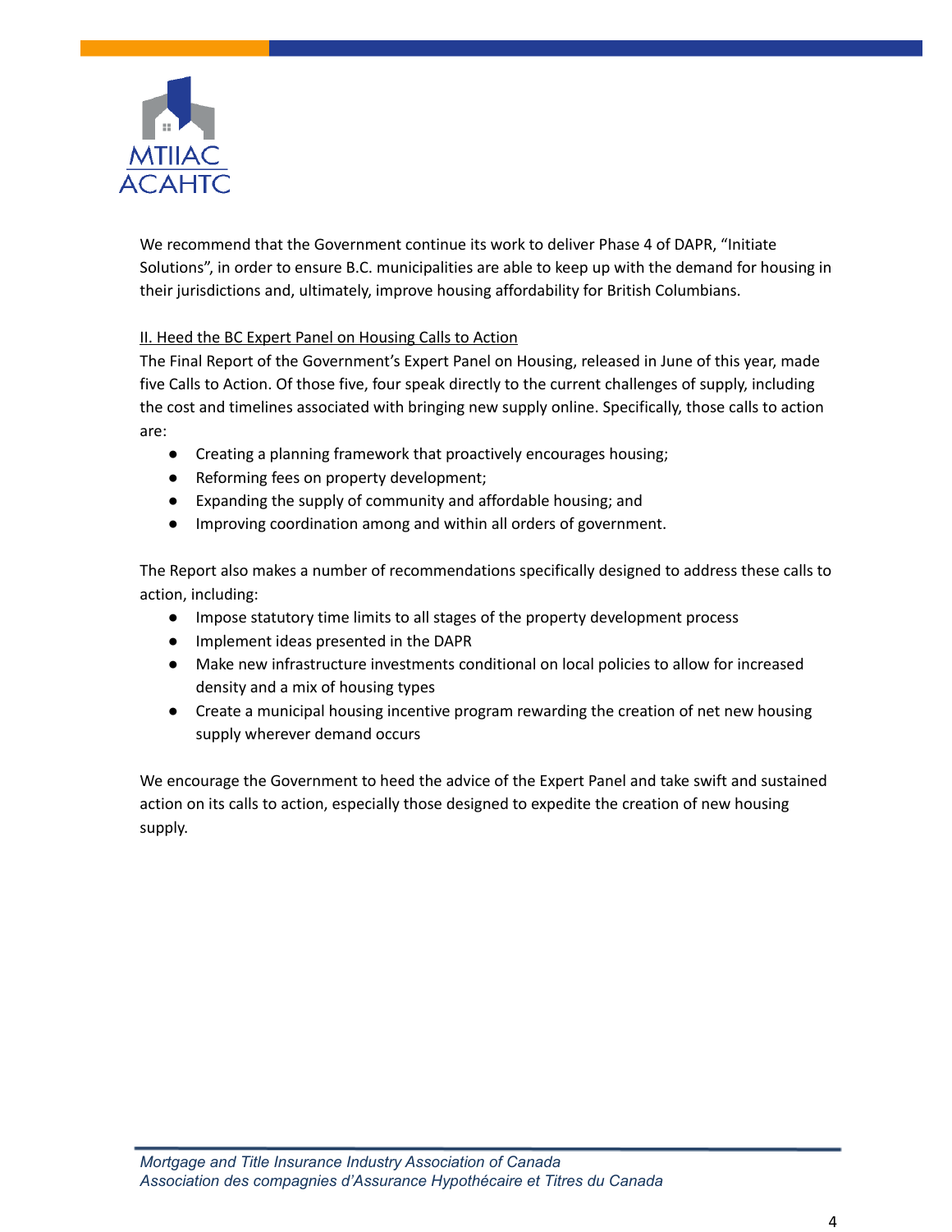We recommend that the Government continue its work to deliver Phase 4 of DAPR, "Initiate Solutions", in order to ensure B.C. municipalities are able to keep up with the demand for housing in their jurisdictions and, ultimately, improve housing affordability for British Columbians.

### II. Heed the BC Expert Panel on Housing Calls to Action

The Final Report of the Government's Expert Panel on Housing, released in June of this year, made five Calls to Action. Of those five, four speak directly to the current challenges of supply, including the cost and timelines associated with bringing new supply online. Specifically, those calls to action are:

- Creating a planning framework that proactively encourages housing;
- Reforming fees on property development;
- Expanding the supply of community and affordable housing; and
- Improving coordination among and within all orders of government.

The Report also makes a number of recommendations specifically designed to address these calls to action, including:

- Impose statutory time limits to all stages of the property development process
- Implement ideas presented in the DAPR
- Make new infrastructure investments conditional on local policies to allow for increased density and a mix of housing types
- Create a municipal housing incentive program rewarding the creation of net new housing supply wherever demand occurs

We encourage the Government to heed the advice of the Expert Panel and take swift and sustained action on its calls to action, especially those designed to expedite the creation of new housing supply.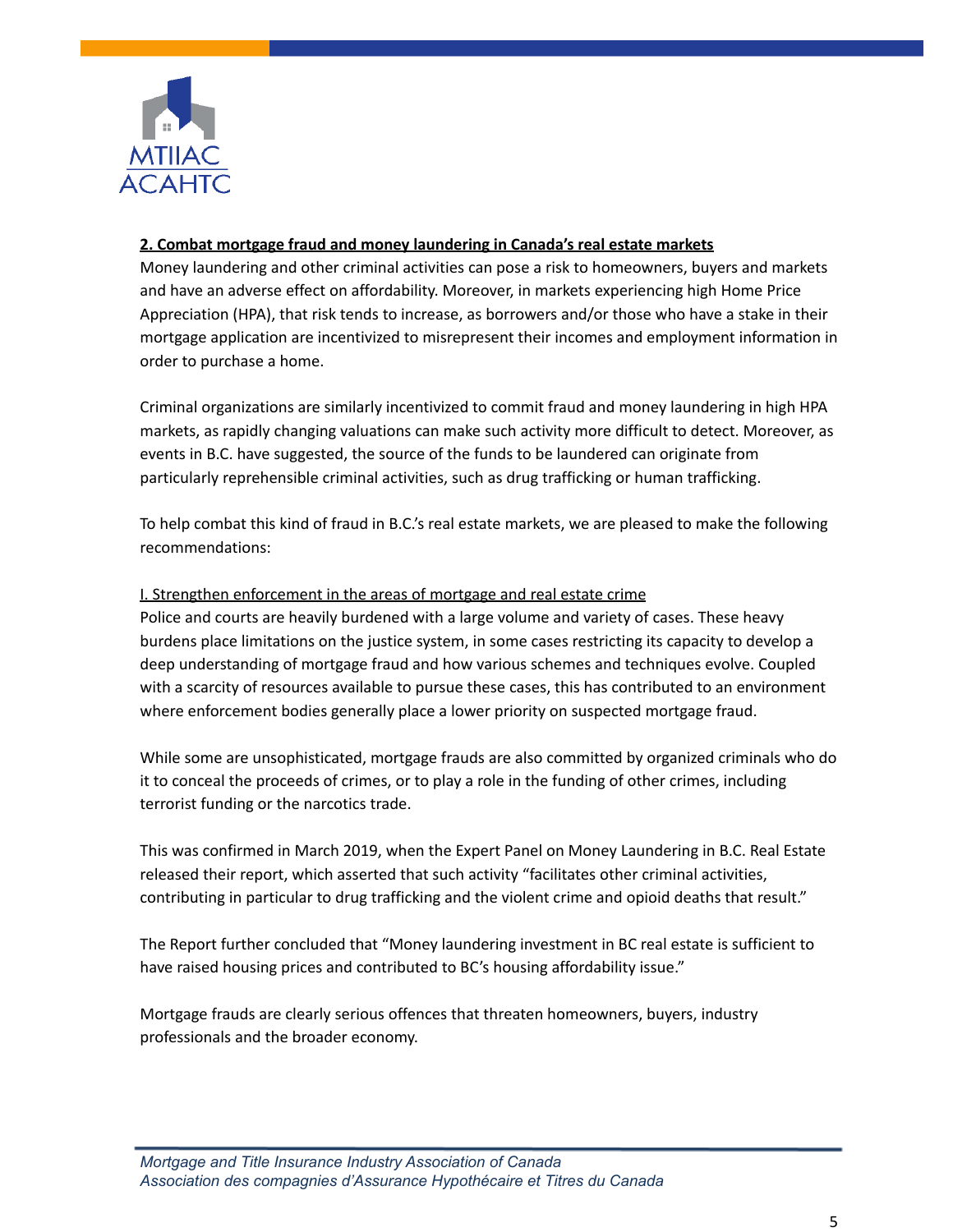## 2. Combat mortgage fraud and money laundering in Canada's real estate markets

Money laundering and other criminal activities can pose a risk to homeowners, buyers and markets and have an adverse effect on affordability. Moreover, in markets experiencing high Home Price Appreciation (HPA), that risk tends to increase, as borrowers and/or those who have a stake in their mortgage application are incentivized to misrepresent their incomes and employment information in order to purchase a home.

Criminal organizations are similarly incentivized to commit fraud and money laundering in high HPA markets, as rapidly changing valuations can make such activity more difficult to detect. Moreover, as events in B.C. have suggested, the source of the funds to be laundered can originate from particularly reprehensible criminal activities, such as drug trafficking or human trafficking.

To help combat this kind of fraud in B.C.'s real estate markets, we are pleased to make the following recommendations:

### I. Strengthen enforcement in the areas of mortgage and real estate crime

Police and courts are heavily burdened with a large volume and variety of cases. These heavy burdens place limitations on the justice system, in some cases restricting its capacity to develop a deep understanding of mortgage fraud and how various schemes and techniques evolve. Coupled with a scarcity of resources available to pursue these cases, this has contributed to an environment where enforcement bodies generally place a lower priority on suspected mortgage fraud.

While some are unsophisticated, mortgage frauds are also committed by organized criminals who do it to conceal the proceeds of crimes, or to play a role in the funding of other crimes, including terrorist funding or the narcotics trade.

This was confirmed in March 2019, when the Expert Panel on Money Laundering in B.C. Real Estate released their report, which asserted that such activity "facilitates other criminal activities, contributing in particular to drug trafficking and the violent crime and opioid deaths that result."

The Report further concluded that "Money laundering investment in BC real estate is sufficient to have raised housing prices and contributed to BC's housing affordability issue."

Mortgage frauds are clearly serious offences that threaten homeowners, buyers, industry professionals and the broader economy.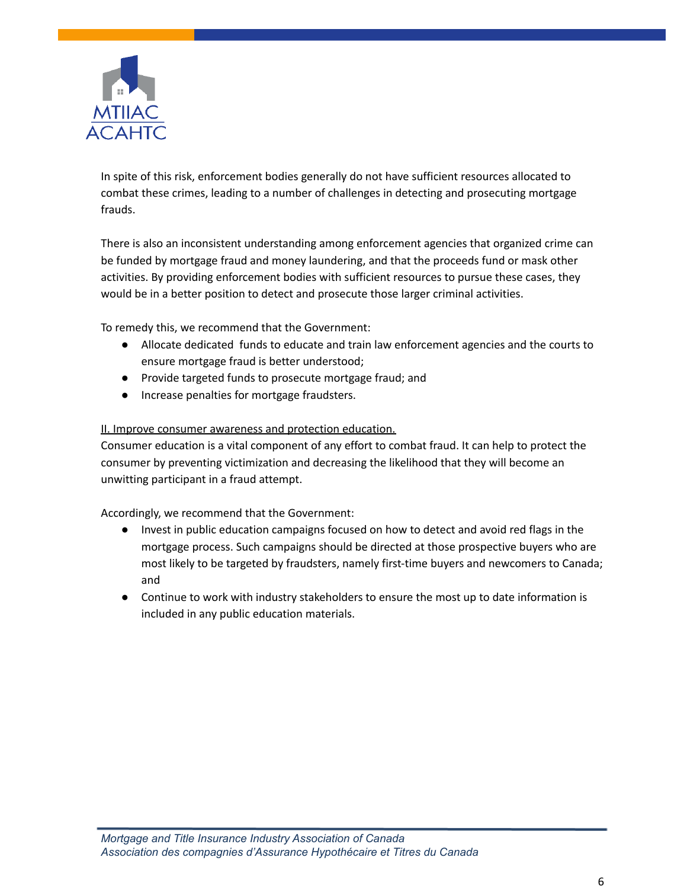In spite of this risk, enforcement bodies generally do not have sufficient resources allocated to combat these crimes, leading to a number of challenges in detecting and prosecuting mortgage frauds.

There is also an inconsistent understanding among enforcement agencies that organized crime can be funded by mortgage fraud and money laundering, and that the proceeds fund or mask other activities. By providing enforcement bodies with sufficient resources to pursue these cases, they would be in a better position to detect and prosecute those larger criminal activities.

To remedy this, we recommend that the Government:

- Allocate dedicated funds to educate and train law enforcement agencies and the courts to ensure mortgage fraud is better understood;
- Provide targeted funds to prosecute mortgage fraud; and
- Increase penalties for mortgage fraudsters.

II. Improve consumer awareness and protection education.

Consumer education is a vital component of any effort to combat fraud. It can help to protect the consumer by preventing victimization and decreasing the likelihood that they will become an unwitting participant in a fraud attempt.

Accordingly, we recommend that the Government:

- Invest in public education campaigns focused on how to detect and avoid red flags in the mortgage process. Such campaigns should be directed at those prospective buyers who are most likely to be targeted by fraudsters, namely first-time buyers and newcomers to Canada; and
- Continue to work with industry stakeholders to ensure the most up to date information is included in any public education materials.